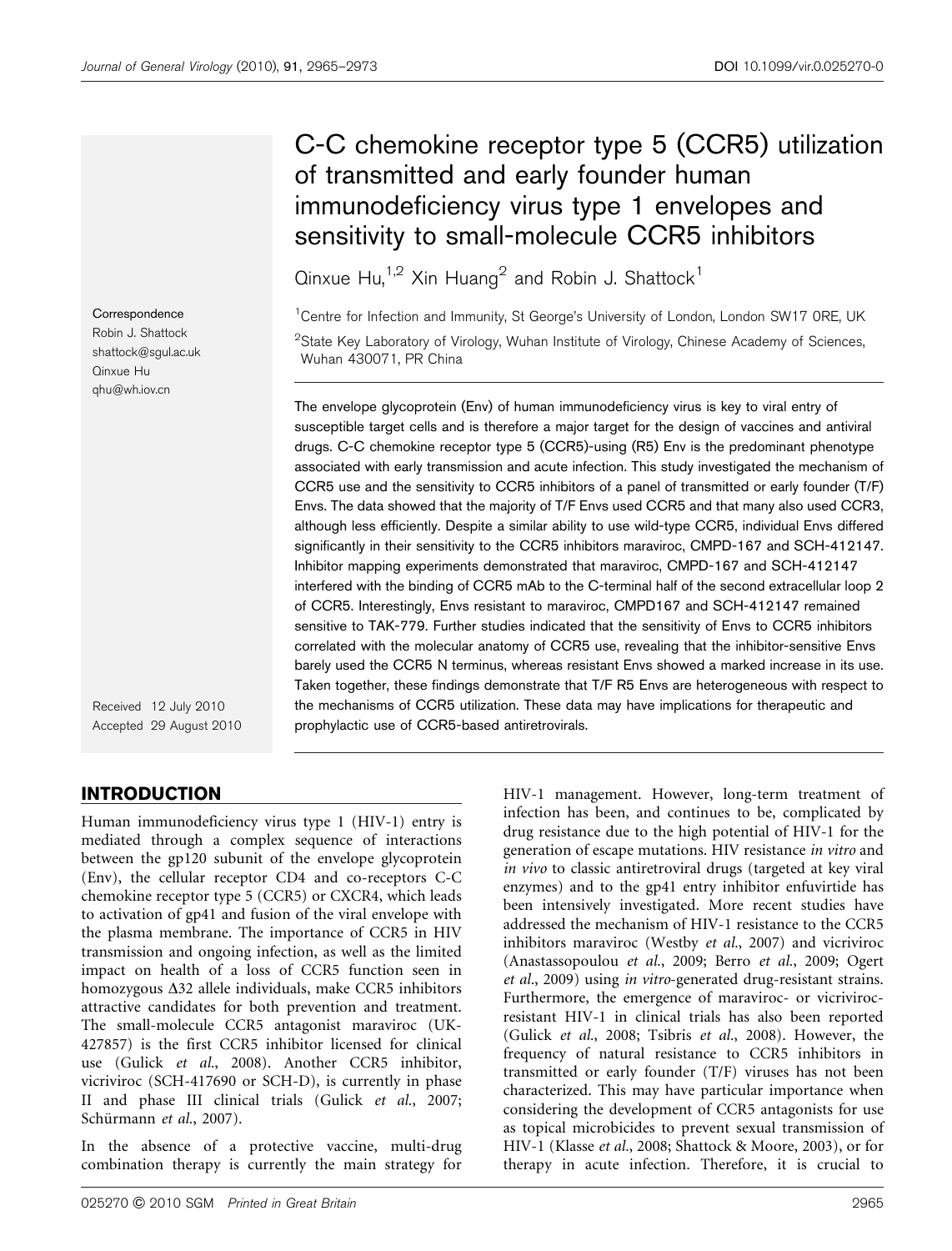# C-C chemokine receptor type 5 (CCR5) utilization of transmitted and early founder human immunodeficiency virus type 1 envelopes and sensitivity to small-molecule CCR5 inhibitors

Qinxue Hu,[1,2] Xin Huang[2] and Robin J. Shattock[1]

[1]Centre for Infection and Immunity, St George's University of London, London SW17 0RE, UK

[2]State Key Laboratory of Virology, Wuhan Institute of Virology, Chinese Academy of Sciences, Wuhan 430071, PR China

Correspondence
Robin J. Shattock
shattock@sgul.ac.uk
Qinxue Hu
qhu@wh.iov.cn

Received 12 July 2010
Accepted 29 August 2010

The envelope glycoprotein (Env) of human immunodeficiency virus is key to viral entry of susceptible target cells and is therefore a major target for the design of vaccines and antiviral drugs. C-C chemokine receptor type 5 (CCR5)-using (R5) Env is the predominant phenotype associated with early transmission and acute infection. This study investigated the mechanism of CCR5 use and the sensitivity to CCR5 inhibitors of a panel of transmitted or early founder (T/F) Envs. The data showed that the majority of T/F Envs used CCR5 and that many also used CCR3, although less efficiently. Despite a similar ability to use wild-type CCR5, individual Envs differed significantly in their sensitivity to the CCR5 inhibitors maraviroc, CMPD-167 and SCH-412147. Inhibitor mapping experiments demonstrated that maraviroc, CMPD-167 and SCH-412147 interfered with the binding of CCR5 mAb to the C-terminal half of the second extracellular loop 2 of CCR5. Interestingly, Envs resistant to maraviroc, CMPD167 and SCH-412147 remained sensitive to TAK-779. Further studies indicated that the sensitivity of Envs to CCR5 inhibitors correlated with the molecular anatomy of CCR5 use, revealing that the inhibitor-sensitive Envs barely used the CCR5 N terminus, whereas resistant Envs showed a marked increase in its use. Taken together, these findings demonstrate that T/F R5 Envs are heterogeneous with respect to the mechanisms of CCR5 utilization. These data may have implications for therapeutic and prophylactic use of CCR5-based antiretrovirals.

## INTRODUCTION

Human immunodeficiency virus type 1 (HIV-1) entry is mediated through a complex sequence of interactions between the gp120 subunit of the envelope glycoprotein (Env), the cellular receptor CD4 and co-receptors C-C chemokine receptor type 5 (CCR5) or CXCR4, which leads to activation of gp41 and fusion of the viral envelope with the plasma membrane. The importance of CCR5 in HIV transmission and ongoing infection, as well as the limited impact on health of a loss of CCR5 function seen in homozygous Δ32 allele individuals, make CCR5 inhibitors attractive candidates for both prevention and treatment. The small-molecule CCR5 antagonist maraviroc (UK-427857) is the first CCR5 inhibitor licensed for clinical use (Gulick *et al.*, 2008). Another CCR5 inhibitor, vicriviroc (SCH-417690 or SCH-D), is currently in phase II and phase III clinical trials (Gulick *et al.*, 2007; Schürmann *et al.*, 2007).

In the absence of a protective vaccine, multi-drug combination therapy is currently the main strategy for HIV-1 management. However, long-term treatment of infection has been, and continues to be, complicated by drug resistance due to the high potential of HIV-1 for the generation of escape mutations. HIV resistance *in vitro* and *in vivo* to classic antiretroviral drugs (targeted at key viral enzymes) and to the gp41 entry inhibitor enfuvirtide has been intensively investigated. More recent studies have addressed the mechanism of HIV-1 resistance to the CCR5 inhibitors maraviroc (Westby *et al.*, 2007) and vicriviroc (Anastassopoulou *et al.*, 2009; Berro *et al.*, 2009; Ogert *et al.*, 2009) using *in vitro*-generated drug-resistant strains. Furthermore, the emergence of maraviroc- or vicriviroc-resistant HIV-1 in clinical trials has also been reported (Gulick *et al.*, 2008; Tsibris *et al.*, 2008). However, the frequency of natural resistance to CCR5 inhibitors in transmitted or early founder (T/F) viruses has not been characterized. This may have particular importance when considering the development of CCR5 antagonists for use as topical microbicides to prevent sexual transmission of HIV-1 (Klasse *et al.*, 2008; Shattock & Moore, 2003), or for therapy in acute infection. Therefore, it is crucial to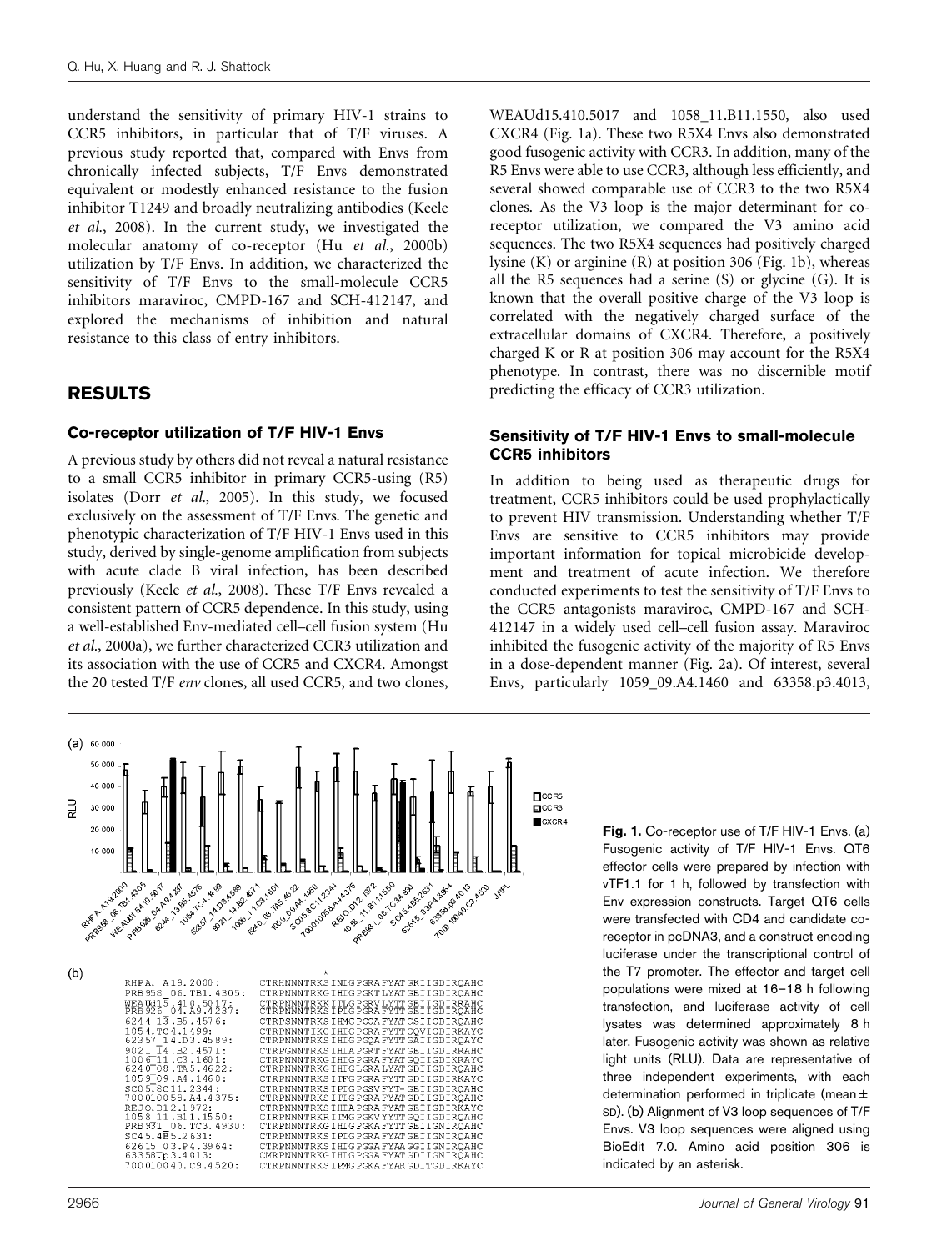understand the sensitivity of primary HIV-1 strains to CCR5 inhibitors, in particular that of T/F viruses. A previous study reported that, compared with Envs from chronically infected subjects, T/F Envs demonstrated equivalent or modestly enhanced resistance to the fusion inhibitor T1249 and broadly neutralizing antibodies (Keele *et al.*, 2008). In the current study, we investigated the molecular anatomy of co-receptor (Hu *et al.*, 2000b) utilization by T/F Envs. In addition, we characterized the sensitivity of T/F Envs to the small-molecule CCR5 inhibitors maraviroc, CMPD-167 and SCH-412147, and explored the mechanisms of inhibition and natural resistance to this class of entry inhibitors.

## RESULTS

### Co-receptor utilization of T/F HIV-1 Envs

A previous study by others did not reveal a natural resistance to a small CCR5 inhibitor in primary CCR5-using (R5) isolates (Dorr *et al.*, 2005). In this study, we focused exclusively on the assessment of T/F Envs. The genetic and phenotypic characterization of T/F HIV-1 Envs used in this study, derived by single-genome amplification from subjects with acute clade B viral infection, has been described previously (Keele *et al.*, 2008). These T/F Envs revealed a consistent pattern of CCR5 dependence. In this study, using a well-established Env-mediated cell–cell fusion system (Hu *et al.*, 2000a), we further characterized CCR3 utilization and its association with the use of CCR5 and CXCR4. Amongst the 20 tested T/F *env* clones, all used CCR5, and two clones, WEAUd15.410.5017 and 1058_11.B11.1550, also used CXCR4 (Fig. 1a). These two R5X4 Envs also demonstrated good fusogenic activity with CCR3. In addition, many of the R5 Envs were able to use CCR3, although less efficiently, and several showed comparable use of CCR3 to the two R5X4 clones. As the V3 loop is the major determinant for co-receptor utilization, we compared the V3 amino acid sequences. The two R5X4 sequences had positively charged lysine (K) or arginine (R) at position 306 (Fig. 1b), whereas all the R5 sequences had a serine (S) or glycine (G). It is known that the overall positive charge of the V3 loop is correlated with the negatively charged surface of the extracellular domains of CXCR4. Therefore, a positively charged K or R at position 306 may account for the R5X4 phenotype. In contrast, there was no discernible motif predicting the efficacy of CCR3 utilization.

### Sensitivity of T/F HIV-1 Envs to small-molecule CCR5 inhibitors

In addition to being used as therapeutic drugs for treatment, CCR5 inhibitors could be used prophylactically to prevent HIV transmission. Understanding whether T/F Envs are sensitive to CCR5 inhibitors may provide important information for topical microbicide development and treatment of acute infection. We therefore conducted experiments to test the sensitivity of T/F Envs to the CCR5 antagonists maraviroc, CMPD-167 and SCH-412147 in a widely used cell–cell fusion assay. Maraviroc inhibited the fusogenic activity of the majority of R5 Envs in a dose-dependent manner (Fig. 2a). Of interest, several Envs, particularly 1059_09.A4.1460 and 63358.p3.4013,

(b)

```
                        *
RHPA.A19.2000:          CTRHNNNTRKSINIGPGRAFYATGKIIGDIRQAHC
PRB958_06.TB1.4305:     CTRPNNNTRKGIHIGPGKTLYATGEIIGDIRQAHC
WEAUd15.410.5017:       CTRPNNNTRKKITLGPGRVLYTTGEIIGDIRRAHC
PRB926_04.A9.4237:      CTRPNNNTRKSIPIGPGRAFYTTGEIIGDIRQAHC
6244_13.B5.4576:        CTRPSNNTRKSIHMGPGGAFYATGSIIGDIRQAHC
1054.TC4.1499:          CTRPNNNTIKGIHIGPGRAFYATGQVIGDIRKAYC
62357_14.D3.4589:       CTRPNNNTRKSIHIGPGQAFYATGAIIGDIRQAYC
9021_14.B2.4571:        CTRPGNNTRKSIHIAPGRTFYATGEIIGDIRRAHC
1006_11.C3.1601:        CTRPNNNTRKGIHIGPGRAFYATGQIIGDIKRAYC
6240_08.TA5.4622:       CTRPNNNTRKGIHIGLGRALYATGDIIGDIRQAHC
1059_09.A4.1460:        CTRPNNNTRKSITFGPGRAFYTTGDIIGDIRKAYC
SC05.8C11.2344:         CTRPNNNTRKSIPIGPGSVFYT-GEIIGDIRQAHC
700010058.A4.4375:      CTRPNNNTRKSITIGPGRAFYATGDIIGDIRQAHC
REJO.D12.1972:          CTRPNNNTRKSIHIAPGRAFYATGEIIGDIRKAYC
1058_11.B11.1550:       CIRPNNNTRKRITMGPGKVYYTTGQIIGDIRQAHC
PRB931_06.TC3.4930:     CTRPNNNTRKGIHIGPGKAFYTTGEIIGNIRQAHC
SC45.4B5.2631:          CTRPNNNTRKSIPIGPGRAFYATGEIIGNIRQAHC
62615_03.P4.3964:       CTRPNNNTRKSIHIGPGGAFYAAGGIIGNIRQAHC
63358.p3.4013:          CMRPNNNTRKGIHIGPGGAFYATGDIIGNIRQAHC
700010040.C9.4520:      CTRPNNNTRKSIPMGPGKAFYARGDITGDIRKAYC
```

**Fig. 1.** Co-receptor use of T/F HIV-1 Envs. (a) Fusogenic activity of T/F HIV-1 Envs. QT6 effector cells were prepared by infection with vTF1.1 for 1 h, followed by transfection with Env expression constructs. Target QT6 cells were transfected with CD4 and candidate co-receptor in pcDNA3, and a construct encoding luciferase under the transcriptional control of the T7 promoter. The effector and target cell populations were mixed at 16–18 h following transfection, and luciferase activity of cell lysates was determined approximately 8 h later. Fusogenic activity was shown as relative light units (RLU). Data are representative of three independent experiments, with each determination performed in triplicate (mean ± SD). (b) Alignment of V3 loop sequences of T/F Envs. V3 loop sequences were aligned using BioEdit 7.0. Amino acid position 306 is indicated by an asterisk.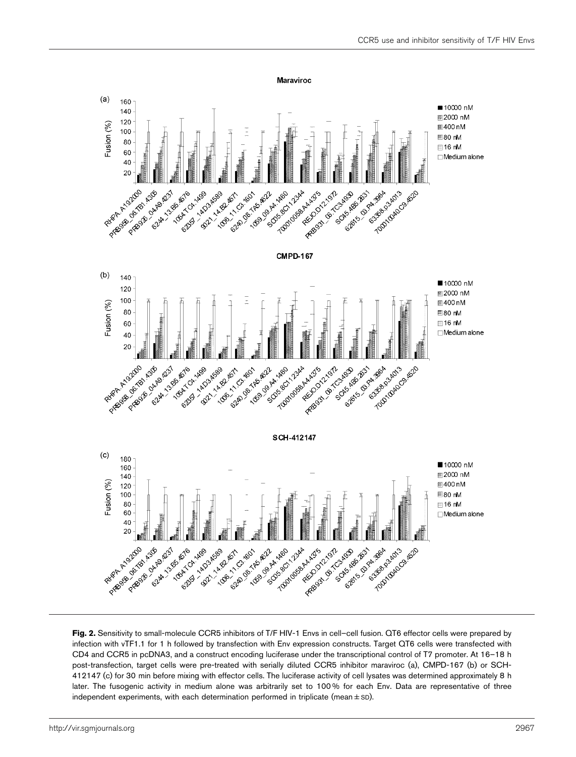**Fig. 2.** Sensitivity to small-molecule CCR5 inhibitors of T/F HIV-1 Envs in cell–cell fusion. QT6 effector cells were prepared by infection with vTF1.1 for 1 h followed by transfection with Env expression constructs. Target QT6 cells were transfected with CD4 and CCR5 in pcDNA3, and a construct encoding luciferase under the transcriptional control of T7 promoter. At 16–18 h post-transfection, target cells were pre-treated with serially diluted CCR5 inhibitor maraviroc (a), CMPD-167 (b) or SCH-412147 (c) for 30 min before mixing with effector cells. The luciferase activity of cell lysates was determined approximately 8 h later. The fusogenic activity in medium alone was arbitrarily set to 100 % for each Env. Data are representative of three independent experiments, with each determination performed in triplicate (mean ± SD).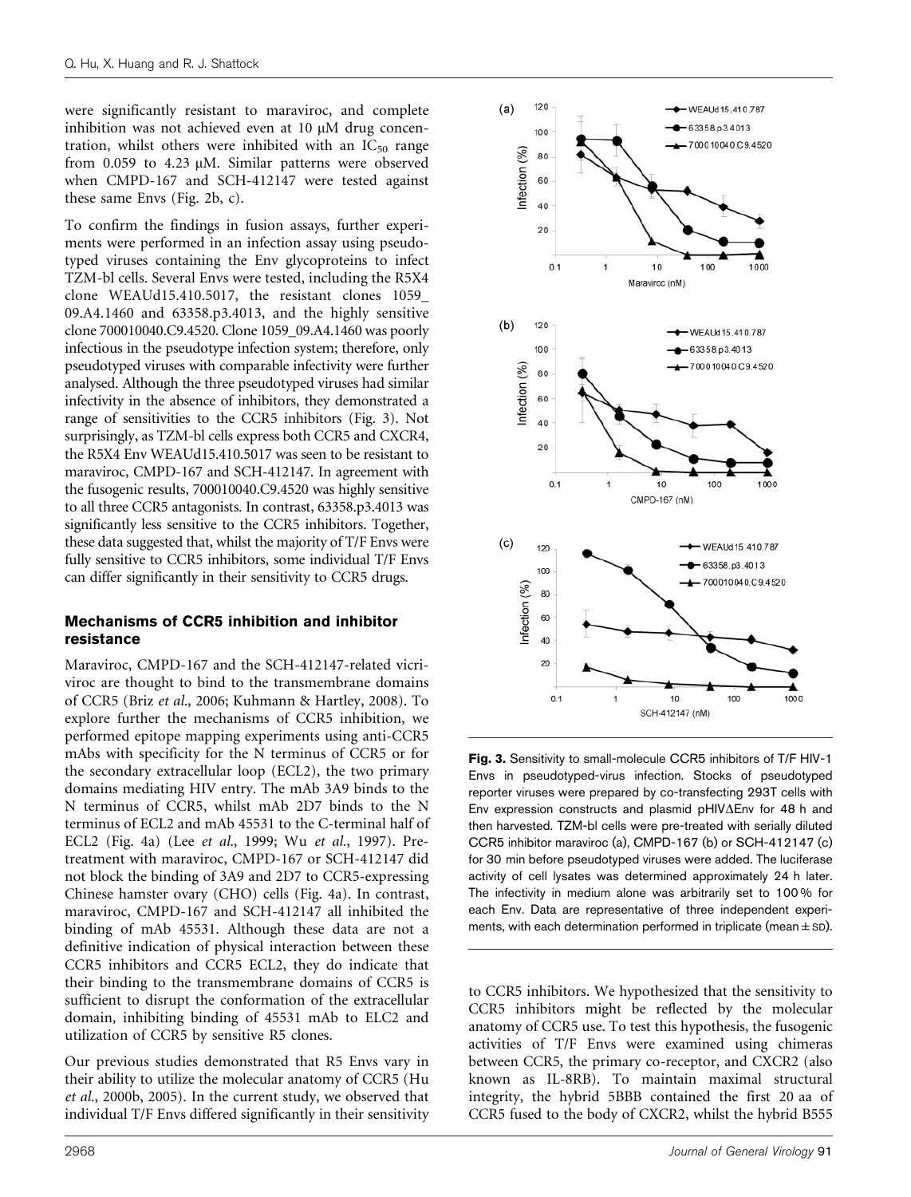were significantly resistant to maraviroc, and complete inhibition was not achieved even at 10 μM drug concentration, whilst others were inhibited with an $IC_{50}$ range from 0.059 to 4.23 μM. Similar patterns were observed when CMPD-167 and SCH-412147 were tested against these same Envs (Fig. 2b, c).

To confirm the findings in fusion assays, further experiments were performed in an infection assay using pseudotyped viruses containing the Env glycoproteins to infect TZM-bl cells. Several Envs were tested, including the R5X4 clone WEAUd15.410.5017, the resistant clones 1059_09.A4.1460 and 63358.p3.4013, and the highly sensitive clone 700010040.C9.4520. Clone 1059_09.A4.1460 was poorly infectious in the pseudotype infection system; therefore, only pseudotyped viruses with comparable infectivity were further analysed. Although the three pseudotyped viruses had similar infectivity in the absence of inhibitors, they demonstrated a range of sensitivities to the CCR5 inhibitors (Fig. 3). Not surprisingly, as TZM-bl cells express both CCR5 and CXCR4, the R5X4 Env WEAUd15.410.5017 was seen to be resistant to maraviroc, CMPD-167 and SCH-412147. In agreement with the fusogenic results, 700010040.C9.4520 was highly sensitive to all three CCR5 antagonists. In contrast, 63358.p3.4013 was significantly less sensitive to the CCR5 inhibitors. Together, these data suggested that, whilst the majority of T/F Envs were fully sensitive to CCR5 inhibitors, some individual T/F Envs can differ significantly in their sensitivity to CCR5 drugs.

### Mechanisms of CCR5 inhibition and inhibitor resistance

Maraviroc, CMPD-167 and the SCH-412147-related vicriviroc are thought to bind to the transmembrane domains of CCR5 (Briz *et al.*, 2006; Kuhmann & Hartley, 2008). To explore further the mechanisms of CCR5 inhibition, we performed epitope mapping experiments using anti-CCR5 mAbs with specificity for the N terminus of CCR5 or for the secondary extracellular loop (ECL2), the two primary domains mediating HIV entry. The mAb 3A9 binds to the N terminus of CCR5, whilst mAb 2D7 binds to the N terminus of ECL2 and mAb 45531 to the C-terminal half of ECL2 (Fig. 4a) (Lee *et al.*, 1999; Wu *et al.*, 1997). Pretreatment with maraviroc, CMPD-167 or SCH-412147 did not block the binding of 3A9 and 2D7 to CCR5-expressing Chinese hamster ovary (CHO) cells (Fig. 4a). In contrast, maraviroc, CMPD-167 and SCH-412147 all inhibited the binding of mAb 45531. Although these data are not a definitive indication of physical interaction between these CCR5 inhibitors and CCR5 ECL2, they do indicate that their binding to the transmembrane domains of CCR5 is sufficient to disrupt the conformation of the extracellular domain, inhibiting binding of 45531 mAb to ELC2 and utilization of CCR5 by sensitive R5 clones.

Our previous studies demonstrated that R5 Envs vary in their ability to utilize the molecular anatomy of CCR5 (Hu *et al.*, 2000b, 2005). In the current study, we observed that individual T/F Envs differed significantly in their sensitivity to CCR5 inhibitors. We hypothesized that the sensitivity to CCR5 inhibitors might be reflected by the molecular anatomy of CCR5 use. To test this hypothesis, the fusogenic activities of T/F Envs were examined using chimeras between CCR5, the primary co-receptor, and CXCR2 (also known as IL-8RB). To maintain maximal structural integrity, the hybrid 5BBB contained the first 20 aa of CCR5 fused to the body of CXCR2, whilst the hybrid B555

**Fig. 3.** Sensitivity to small-molecule CCR5 inhibitors of T/F HIV-1 Envs in pseudotyped-virus infection. Stocks of pseudotyped reporter viruses were prepared by co-transfecting 293T cells with Env expression constructs and plasmid pHIVΔEnv for 48 h and then harvested. TZM-bl cells were pre-treated with serially diluted CCR5 inhibitor maraviroc (a), CMPD-167 (b) or SCH-412147 (c) for 30 min before pseudotyped viruses were added. The luciferase activity of cell lysates was determined approximately 24 h later. The infectivity in medium alone was arbitrarily set to 100 % for each Env. Data are representative of three independent experiments, with each determination performed in triplicate (mean ± SD).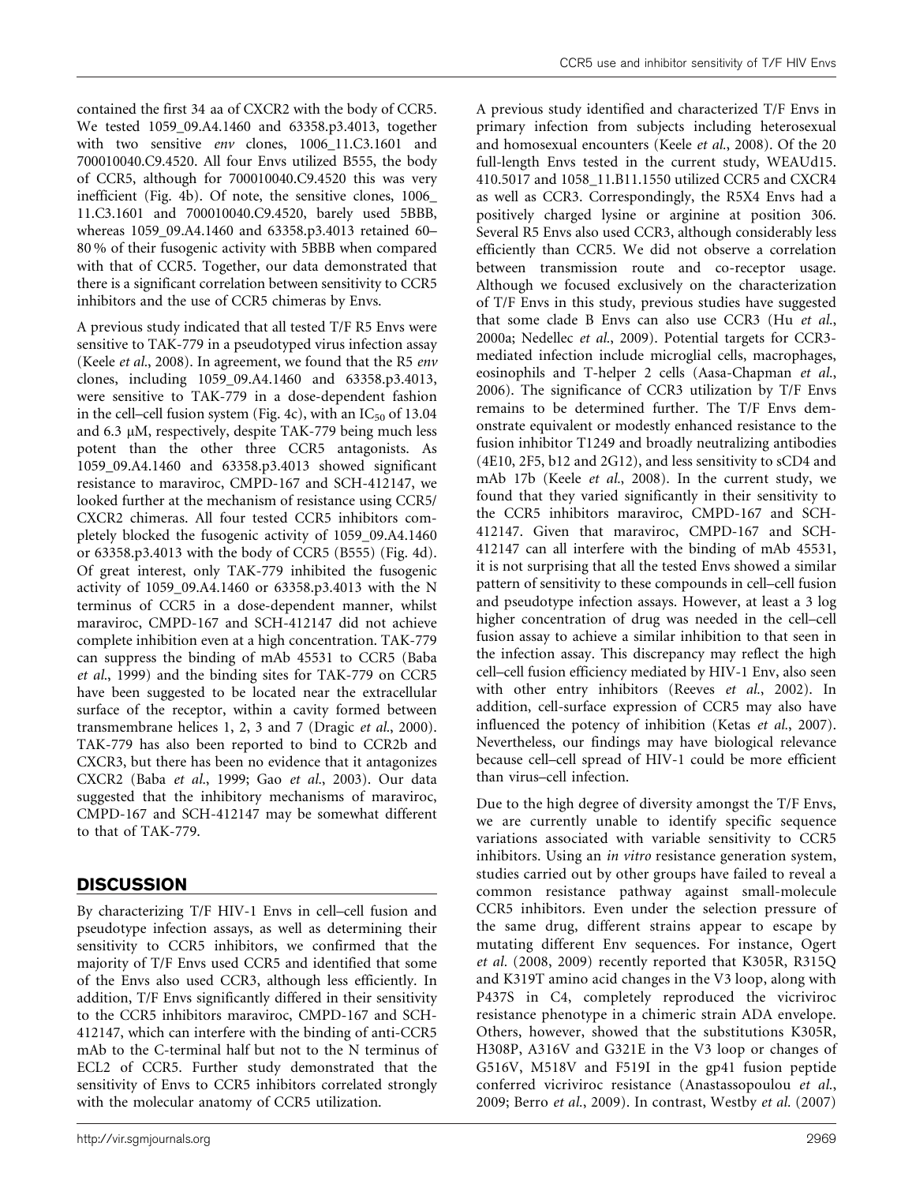contained the first 34 aa of CXCR2 with the body of CCR5. We tested 1059_09.A4.1460 and 63358.p3.4013, together with two sensitive *env* clones, 1006_11.C3.1601 and 700010040.C9.4520. All four Envs utilized B555, the body of CCR5, although for 700010040.C9.4520 this was very inefficient (Fig. 4b). Of note, the sensitive clones, 1006_11.C3.1601 and 700010040.C9.4520, barely used 5BBB, whereas 1059_09.A4.1460 and 63358.p3.4013 retained 60–80 % of their fusogenic activity with 5BBB when compared with that of CCR5. Together, our data demonstrated that there is a significant correlation between sensitivity to CCR5 inhibitors and the use of CCR5 chimeras by Envs.

A previous study indicated that all tested T/F R5 Envs were sensitive to TAK-779 in a pseudotyped virus infection assay (Keele *et al.*, 2008). In agreement, we found that the R5 *env* clones, including 1059_09.A4.1460 and 63358.p3.4013, were sensitive to TAK-779 in a dose-dependent fashion in the cell–cell fusion system (Fig. 4c), with an $IC_{50}$ of 13.04 and 6.3 μM, respectively, despite TAK-779 being much less potent than the other three CCR5 antagonists. As 1059_09.A4.1460 and 63358.p3.4013 showed significant resistance to maraviroc, CMPD-167 and SCH-412147, we looked further at the mechanism of resistance using CCR5/CXCR2 chimeras. All four tested CCR5 inhibitors completely blocked the fusogenic activity of 1059_09.A4.1460 or 63358.p3.4013 with the body of CCR5 (B555) (Fig. 4d). Of great interest, only TAK-779 inhibited the fusogenic activity of 1059_09.A4.1460 or 63358.p3.4013 with the N terminus of CCR5 in a dose-dependent manner, whilst maraviroc, CMPD-167 and SCH-412147 did not achieve complete inhibition even at a high concentration. TAK-779 can suppress the binding of mAb 45531 to CCR5 (Baba *et al.*, 1999) and the binding sites for TAK-779 on CCR5 have been suggested to be located near the extracellular surface of the receptor, within a cavity formed between transmembrane helices 1, 2, 3 and 7 (Dragic *et al.*, 2000). TAK-779 has also been reported to bind to CCR2b and CXCR3, but there has been no evidence that it antagonizes CXCR2 (Baba *et al.*, 1999; Gao *et al.*, 2003). Our data suggested that the inhibitory mechanisms of maraviroc, CMPD-167 and SCH-412147 may be somewhat different to that of TAK-779.

## DISCUSSION

By characterizing T/F HIV-1 Envs in cell–cell fusion and pseudotype infection assays, as well as determining their sensitivity to CCR5 inhibitors, we confirmed that the majority of T/F Envs used CCR5 and identified that some of the Envs also used CCR3, although less efficiently. In addition, T/F Envs significantly differed in their sensitivity to the CCR5 inhibitors maraviroc, CMPD-167 and SCH-412147, which can interfere with the binding of anti-CCR5 mAb to the C-terminal half but not to the N terminus of ECL2 of CCR5. Further study demonstrated that the sensitivity of Envs to CCR5 inhibitors correlated strongly with the molecular anatomy of CCR5 utilization.

A previous study identified and characterized T/F Envs in primary infection from subjects including heterosexual and homosexual encounters (Keele *et al.*, 2008). Of the 20 full-length Envs tested in the current study, WEAUd15.410.5017 and 1058_11.B11.1550 utilized CCR5 and CXCR4 as well as CCR3. Correspondingly, the R5X4 Envs had a positively charged lysine or arginine at position 306. Several R5 Envs also used CCR3, although considerably less efficiently than CCR5. We did not observe a correlation between transmission route and co-receptor usage. Although we focused exclusively on the characterization of T/F Envs in this study, previous studies have suggested that some clade B Envs can also use CCR3 (Hu *et al.*, 2000a; Nedellec *et al.*, 2009). Potential targets for CCR3-mediated infection include microglial cells, macrophages, eosinophils and T-helper 2 cells (Aasa-Chapman *et al.*, 2006). The significance of CCR3 utilization by T/F Envs remains to be determined further. The T/F Envs demonstrate equivalent or modestly enhanced resistance to the fusion inhibitor T1249 and broadly neutralizing antibodies (4E10, 2F5, b12 and 2G12), and less sensitivity to sCD4 and mAb 17b (Keele *et al.*, 2008). In the current study, we found that they varied significantly in their sensitivity to the CCR5 inhibitors maraviroc, CMPD-167 and SCH-412147. Given that maraviroc, CMPD-167 and SCH-412147 can all interfere with the binding of mAb 45531, it is not surprising that all the tested Envs showed a similar pattern of sensitivity to these compounds in cell–cell fusion and pseudotype infection assays. However, at least a 3 log higher concentration of drug was needed in the cell–cell fusion assay to achieve a similar inhibition to that seen in the infection assay. This discrepancy may reflect the high cell–cell fusion efficiency mediated by HIV-1 Env, also seen with other entry inhibitors (Reeves *et al.*, 2002). In addition, cell-surface expression of CCR5 may also have influenced the potency of inhibition (Ketas *et al.*, 2007). Nevertheless, our findings may have biological relevance because cell–cell spread of HIV-1 could be more efficient than virus–cell infection.

Due to the high degree of diversity amongst the T/F Envs, we are currently unable to identify specific sequence variations associated with variable sensitivity to CCR5 inhibitors. Using an *in vitro* resistance generation system, studies carried out by other groups have failed to reveal a common resistance pathway against small-molecule CCR5 inhibitors. Even under the selection pressure of the same drug, different strains appear to escape by mutating different Env sequences. For instance, Ogert *et al.* (2008, 2009) recently reported that K305R, R315Q and K319T amino acid changes in the V3 loop, along with P437S in C4, completely reproduced the vicriviroc resistance phenotype in a chimeric strain ADA envelope. Others, however, showed that the substitutions K305R, H308P, A316V and G321E in the V3 loop or changes of G516V, M518V and F519I in the gp41 fusion peptide conferred vicriviroc resistance (Anastassopoulou *et al.*, 2009; Berro *et al.*, 2009). In contrast, Westby *et al.* (2007)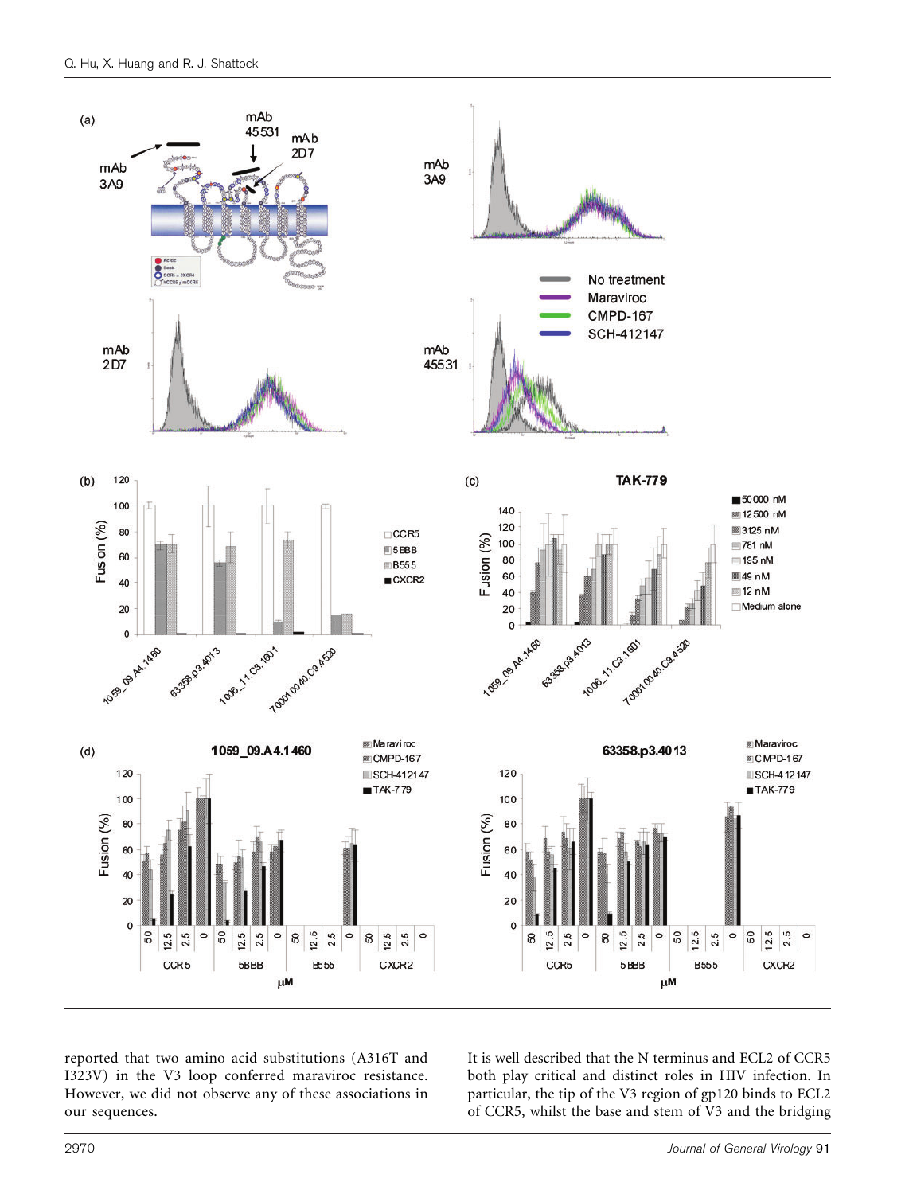reported that two amino acid substitutions (A316T and I323V) in the V3 loop conferred maraviroc resistance. However, we did not observe any of these associations in our sequences.

It is well described that the N terminus and ECL2 of CCR5 both play critical and distinct roles in HIV infection. In particular, the tip of the V3 region of gp120 binds to ECL2 of CCR5, whilst the base and stem of V3 and the bridging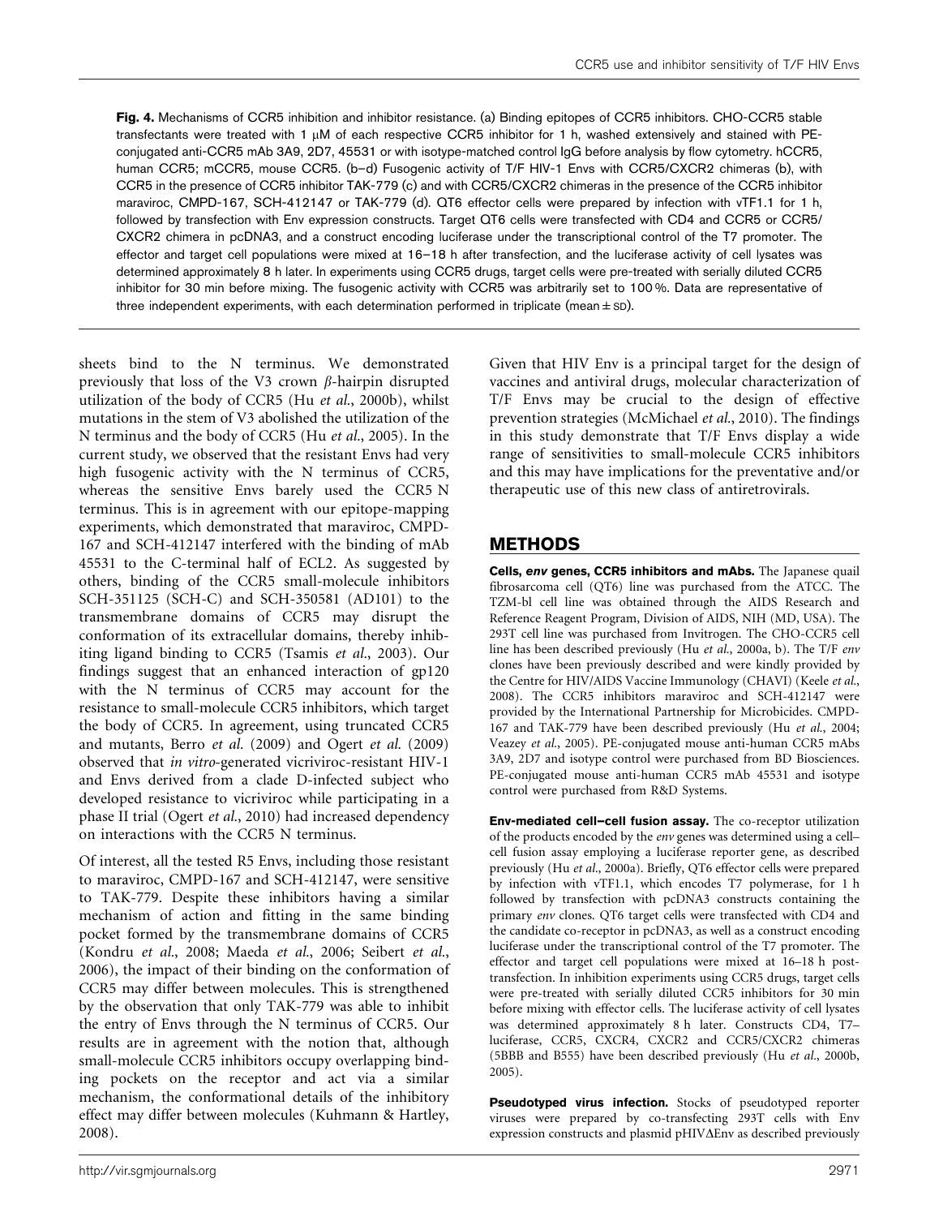**Fig. 4.** Mechanisms of CCR5 inhibition and inhibitor resistance. (a) Binding epitopes of CCR5 inhibitors. CHO-CCR5 stable transfectants were treated with 1 μM of each respective CCR5 inhibitor for 1 h, washed extensively and stained with PE-conjugated anti-CCR5 mAb 3A9, 2D7, 45531 or with isotype-matched control IgG before analysis by flow cytometry. hCCR5, human CCR5; mCCR5, mouse CCR5. (b–d) Fusogenic activity of T/F HIV-1 Envs with CCR5/CXCR2 chimeras (b), with CCR5 in the presence of CCR5 inhibitor TAK-779 (c) and with CCR5/CXCR2 chimeras in the presence of the CCR5 inhibitor maraviroc, CMPD-167, SCH-412147 or TAK-779 (d). QT6 effector cells were prepared by infection with vTF1.1 for 1 h, followed by transfection with Env expression constructs. Target QT6 cells were transfected with CD4 and CCR5 or CCR5/CXCR2 chimera in pcDNA3, and a construct encoding luciferase under the transcriptional control of the T7 promoter. The effector and target cell populations were mixed at 16–18 h after transfection, and the luciferase activity of cell lysates was determined approximately 8 h later. In experiments using CCR5 drugs, target cells were pre-treated with serially diluted CCR5 inhibitor for 30 min before mixing. The fusogenic activity with CCR5 was arbitrarily set to 100 %. Data are representative of three independent experiments, with each determination performed in triplicate (mean ± SD).

sheets bind to the N terminus. We demonstrated previously that loss of the V3 crown β-hairpin disrupted utilization of the body of CCR5 (Hu *et al.*, 2000b), whilst mutations in the stem of V3 abolished the utilization of the N terminus and the body of CCR5 (Hu *et al.*, 2005). In the current study, we observed that the resistant Envs had very high fusogenic activity with the N terminus of CCR5, whereas the sensitive Envs barely used the CCR5 N terminus. This is in agreement with our epitope-mapping experiments, which demonstrated that maraviroc, CMPD-167 and SCH-412147 interfered with the binding of mAb 45531 to the C-terminal half of ECL2. As suggested by others, binding of the CCR5 small-molecule inhibitors SCH-351125 (SCH-C) and SCH-350581 (AD101) to the transmembrane domains of CCR5 may disrupt the conformation of its extracellular domains, thereby inhibiting ligand binding to CCR5 (Tsamis *et al.*, 2003). Our findings suggest that an enhanced interaction of gp120 with the N terminus of CCR5 may account for the resistance to small-molecule CCR5 inhibitors, which target the body of CCR5. In agreement, using truncated CCR5 and mutants, Berro *et al.* (2009) and Ogert *et al.* (2009) observed that *in vitro*-generated vicriviroc-resistant HIV-1 and Envs derived from a clade D-infected subject who developed resistance to vicriviroc while participating in a phase II trial (Ogert *et al.*, 2010) had increased dependency on interactions with the CCR5 N terminus.

Of interest, all the tested R5 Envs, including those resistant to maraviroc, CMPD-167 and SCH-412147, were sensitive to TAK-779. Despite these inhibitors having a similar mechanism of action and fitting in the same binding pocket formed by the transmembrane domains of CCR5 (Kondru *et al.*, 2008; Maeda *et al.*, 2006; Seibert *et al.*, 2006), the impact of their binding on the conformation of CCR5 may differ between molecules. This is strengthened by the observation that only TAK-779 was able to inhibit the entry of Envs through the N terminus of CCR5. Our results are in agreement with the notion that, although small-molecule CCR5 inhibitors occupy overlapping binding pockets on the receptor and act via a similar mechanism, the conformational details of the inhibitory effect may differ between molecules (Kuhmann & Hartley, 2008).

Given that HIV Env is a principal target for the design of vaccines and antiviral drugs, molecular characterization of T/F Envs may be crucial to the design of effective prevention strategies (McMichael *et al.*, 2010). The findings in this study demonstrate that T/F Envs display a wide range of sensitivities to small-molecule CCR5 inhibitors and this may have implications for the preventative and/or therapeutic use of this new class of antiretrovirals.

## METHODS

**Cells, *env* genes, CCR5 inhibitors and mAbs.** The Japanese quail fibrosarcoma cell (QT6) line was purchased from the ATCC. The TZM-bl cell line was obtained through the AIDS Research and Reference Reagent Program, Division of AIDS, NIH (MD, USA). The 293T cell line was purchased from Invitrogen. The CHO-CCR5 cell line has been described previously (Hu *et al.*, 2000a, b). The T/F *env* clones have been previously described and were kindly provided by the Centre for HIV/AIDS Vaccine Immunology (CHAVI) (Keele *et al.*, 2008). The CCR5 inhibitors maraviroc and SCH-412147 were provided by the International Partnership for Microbicides. CMPD-167 and TAK-779 have been described previously (Hu *et al.*, 2004; Veazey *et al.*, 2005). PE-conjugated mouse anti-human CCR5 mAbs 3A9, 2D7 and isotype control were purchased from BD Biosciences. PE-conjugated mouse anti-human CCR5 mAb 45531 and isotype control were purchased from R&D Systems.

**Env-mediated cell–cell fusion assay.** The co-receptor utilization of the products encoded by the *env* genes was determined using a cell–cell fusion assay employing a luciferase reporter gene, as described previously (Hu *et al.*, 2000a). Briefly, QT6 effector cells were prepared by infection with vTF1.1, which encodes T7 polymerase, for 1 h followed by transfection with pcDNA3 constructs containing the primary *env* clones. QT6 target cells were transfected with CD4 and the candidate co-receptor in pcDNA3, as well as a construct encoding luciferase under the transcriptional control of the T7 promoter. The effector and target cell populations were mixed at 16–18 h post-transfection. In inhibition experiments using CCR5 drugs, target cells were pre-treated with serially diluted CCR5 inhibitors for 30 min before mixing with effector cells. The luciferase activity of cell lysates was determined approximately 8 h later. Constructs CD4, T7–luciferase, CCR5, CXCR4, CXCR2 and CCR5/CXCR2 chimeras (5BBB and B555) have been described previously (Hu *et al.*, 2000b, 2005).

**Pseudotyped virus infection.** Stocks of pseudotyped reporter viruses were prepared by co-transfecting 293T cells with Env expression constructs and plasmid pHIVΔEnv as described previously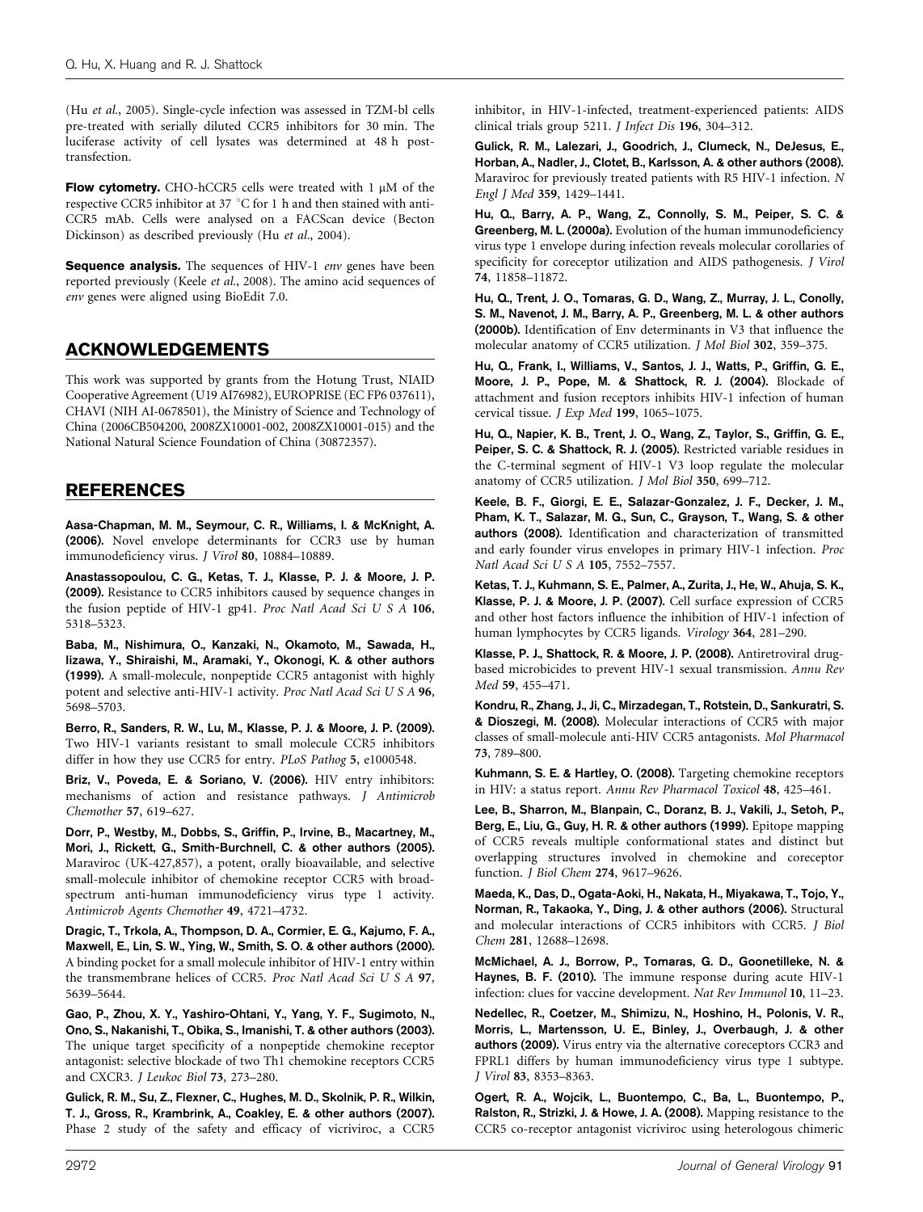(Hu *et al.*, 2005). Single-cycle infection was assessed in TZM-bl cells pre-treated with serially diluted CCR5 inhibitors for 30 min. The luciferase activity of cell lysates was determined at 48 h post-transfection.

**Flow cytometry.** CHO-hCCR5 cells were treated with 1 μM of the respective CCR5 inhibitor at 37 °C for 1 h and then stained with anti-CCR5 mAb. Cells were analysed on a FACScan device (Becton Dickinson) as described previously (Hu *et al.*, 2004).

**Sequence analysis.** The sequences of HIV-1 *env* genes have been reported previously (Keele *et al.*, 2008). The amino acid sequences of *env* genes were aligned using BioEdit 7.0.

## ACKNOWLEDGEMENTS

This work was supported by grants from the Hotung Trust, NIAID Cooperative Agreement (U19 AI76982), EUROPRISE (EC FP6 037611), CHAVI (NIH AI-0678501), the Ministry of Science and Technology of China (2006CB504200, 2008ZX10001-002, 2008ZX10001-015) and the National Natural Science Foundation of China (30872357).

## REFERENCES

**Aasa-Chapman, M. M., Seymour, C. R., Williams, I. & McKnight, A. (2006).** Novel envelope determinants for CCR3 use by human immunodeficiency virus. *J Virol* **80**, 10884–10889.

**Anastassopoulou, C. G., Ketas, T. J., Klasse, P. J. & Moore, J. P. (2009).** Resistance to CCR5 inhibitors caused by sequence changes in the fusion peptide of HIV-1 gp41. *Proc Natl Acad Sci U S A* **106**, 5318–5323.

**Baba, M., Nishimura, O., Kanzaki, N., Okamoto, M., Sawada, H., Iizawa, Y., Shiraishi, M., Aramaki, Y., Okonogi, K. & other authors (1999).** A small-molecule, nonpeptide CCR5 antagonist with highly potent and selective anti-HIV-1 activity. *Proc Natl Acad Sci U S A* **96**, 5698–5703.

**Berro, R., Sanders, R. W., Lu, M., Klasse, P. J. & Moore, J. P. (2009).** Two HIV-1 variants resistant to small molecule CCR5 inhibitors differ in how they use CCR5 for entry. *PLoS Pathog* **5**, e1000548.

**Briz, V., Poveda, E. & Soriano, V. (2006).** HIV entry inhibitors: mechanisms of action and resistance pathways. *J Antimicrob Chemother* **57**, 619–627.

**Dorr, P., Westby, M., Dobbs, S., Griffin, P., Irvine, B., Macartney, M., Mori, J., Rickett, G., Smith-Burchnell, C. & other authors (2005).** Maraviroc (UK-427,857), a potent, orally bioavailable, and selective small-molecule inhibitor of chemokine receptor CCR5 with broad-spectrum anti-human immunodeficiency virus type 1 activity. *Antimicrob Agents Chemother* **49**, 4721–4732.

**Dragic, T., Trkola, A., Thompson, D. A., Cormier, E. G., Kajumo, F. A., Maxwell, E., Lin, S. W., Ying, W., Smith, S. O. & other authors (2000).** A binding pocket for a small molecule inhibitor of HIV-1 entry within the transmembrane helices of CCR5. *Proc Natl Acad Sci U S A* **97**, 5639–5644.

**Gao, P., Zhou, X. Y., Yashiro-Ohtani, Y., Yang, Y. F., Sugimoto, N., Ono, S., Nakanishi, T., Obika, S., Imanishi, T. & other authors (2003).** The unique target specificity of a nonpeptide chemokine receptor antagonist: selective blockade of two Th1 chemokine receptors CCR5 and CXCR3. *J Leukoc Biol* **73**, 273–280.

**Gulick, R. M., Su, Z., Flexner, C., Hughes, M. D., Skolnik, P. R., Wilkin, T. J., Gross, R., Krambrink, A., Coakley, E. & other authors (2007).** Phase 2 study of the safety and efficacy of vicriviroc, a CCR5 inhibitor, in HIV-1-infected, treatment-experienced patients: AIDS clinical trials group 5211. *J Infect Dis* **196**, 304–312.

**Gulick, R. M., Lalezari, J., Goodrich, J., Clumeck, N., DeJesus, E., Horban, A., Nadler, J., Clotet, B., Karlsson, A. & other authors (2008).** Maraviroc for previously treated patients with R5 HIV-1 infection. *N Engl J Med* **359**, 1429–1441.

**Hu, Q., Barry, A. P., Wang, Z., Connolly, S. M., Peiper, S. C. & Greenberg, M. L. (2000a).** Evolution of the human immunodeficiency virus type 1 envelope during infection reveals molecular corollaries of specificity for coreceptor utilization and AIDS pathogenesis. *J Virol* **74**, 11858–11872.

**Hu, Q., Trent, J. O., Tomaras, G. D., Wang, Z., Murray, J. L., Conolly, S. M., Navenot, J. M., Barry, A. P., Greenberg, M. L. & other authors (2000b).** Identification of Env determinants in V3 that influence the molecular anatomy of CCR5 utilization. *J Mol Biol* **302**, 359–375.

**Hu, Q., Frank, I., Williams, V., Santos, J. J., Watts, P., Griffin, G. E., Moore, J. P., Pope, M. & Shattock, R. J. (2004).** Blockade of attachment and fusion receptors inhibits HIV-1 infection of human cervical tissue. *J Exp Med* **199**, 1065–1075.

**Hu, Q., Napier, K. B., Trent, J. O., Wang, Z., Taylor, S., Griffin, G. E., Peiper, S. C. & Shattock, R. J. (2005).** Restricted variable residues in the C-terminal segment of HIV-1 V3 loop regulate the molecular anatomy of CCR5 utilization. *J Mol Biol* **350**, 699–712.

**Keele, B. F., Giorgi, E. E., Salazar-Gonzalez, J. F., Decker, J. M., Pham, K. T., Salazar, M. G., Sun, C., Grayson, T., Wang, S. & other authors (2008).** Identification and characterization of transmitted and early founder virus envelopes in primary HIV-1 infection. *Proc Natl Acad Sci U S A* **105**, 7552–7557.

**Ketas, T. J., Kuhmann, S. E., Palmer, A., Zurita, J., He, W., Ahuja, S. K., Klasse, P. J. & Moore, J. P. (2007).** Cell surface expression of CCR5 and other host factors influence the inhibition of HIV-1 infection of human lymphocytes by CCR5 ligands. *Virology* **364**, 281–290.

**Klasse, P. J., Shattock, R. & Moore, J. P. (2008).** Antiretroviral drug-based microbicides to prevent HIV-1 sexual transmission. *Annu Rev Med* **59**, 455–471.

**Kondru, R., Zhang, J., Ji, C., Mirzadegan, T., Rotstein, D., Sankuratri, S. & Dioszegi, M. (2008).** Molecular interactions of CCR5 with major classes of small-molecule anti-HIV CCR5 antagonists. *Mol Pharmacol* **73**, 789–800.

**Kuhmann, S. E. & Hartley, O. (2008).** Targeting chemokine receptors in HIV: a status report. *Annu Rev Pharmacol Toxicol* **48**, 425–461.

**Lee, B., Sharron, M., Blanpain, C., Doranz, B. J., Vakili, J., Setoh, P., Berg, E., Liu, G., Guy, H. R. & other authors (1999).** Epitope mapping of CCR5 reveals multiple conformational states and distinct but overlapping structures involved in chemokine and coreceptor function. *J Biol Chem* **274**, 9617–9626.

**Maeda, K., Das, D., Ogata-Aoki, H., Nakata, H., Miyakawa, T., Tojo, Y., Norman, R., Takaoka, Y., Ding, J. & other authors (2006).** Structural and molecular interactions of CCR5 inhibitors with CCR5. *J Biol Chem* **281**, 12688–12698.

**McMichael, A. J., Borrow, P., Tomaras, G. D., Goonetilleke, N. & Haynes, B. F. (2010).** The immune response during acute HIV-1 infection: clues for vaccine development. *Nat Rev Immunol* **10**, 11–23.

**Nedellec, R., Coetzer, M., Shimizu, N., Hoshino, H., Polonis, V. R., Morris, L., Martensson, U. E., Binley, J., Overbaugh, J. & other authors (2009).** Virus entry via the alternative coreceptors CCR3 and FPRL1 differs by human immunodeficiency virus type 1 subtype. *J Virol* **83**, 8353–8363.

**Ogert, R. A., Wojcik, L., Buontempo, C., Ba, L., Buontempo, P., Ralston, R., Strizki, J. & Howe, J. A. (2008).** Mapping resistance to the CCR5 co-receptor antagonist vicriviroc using heterologous chimeric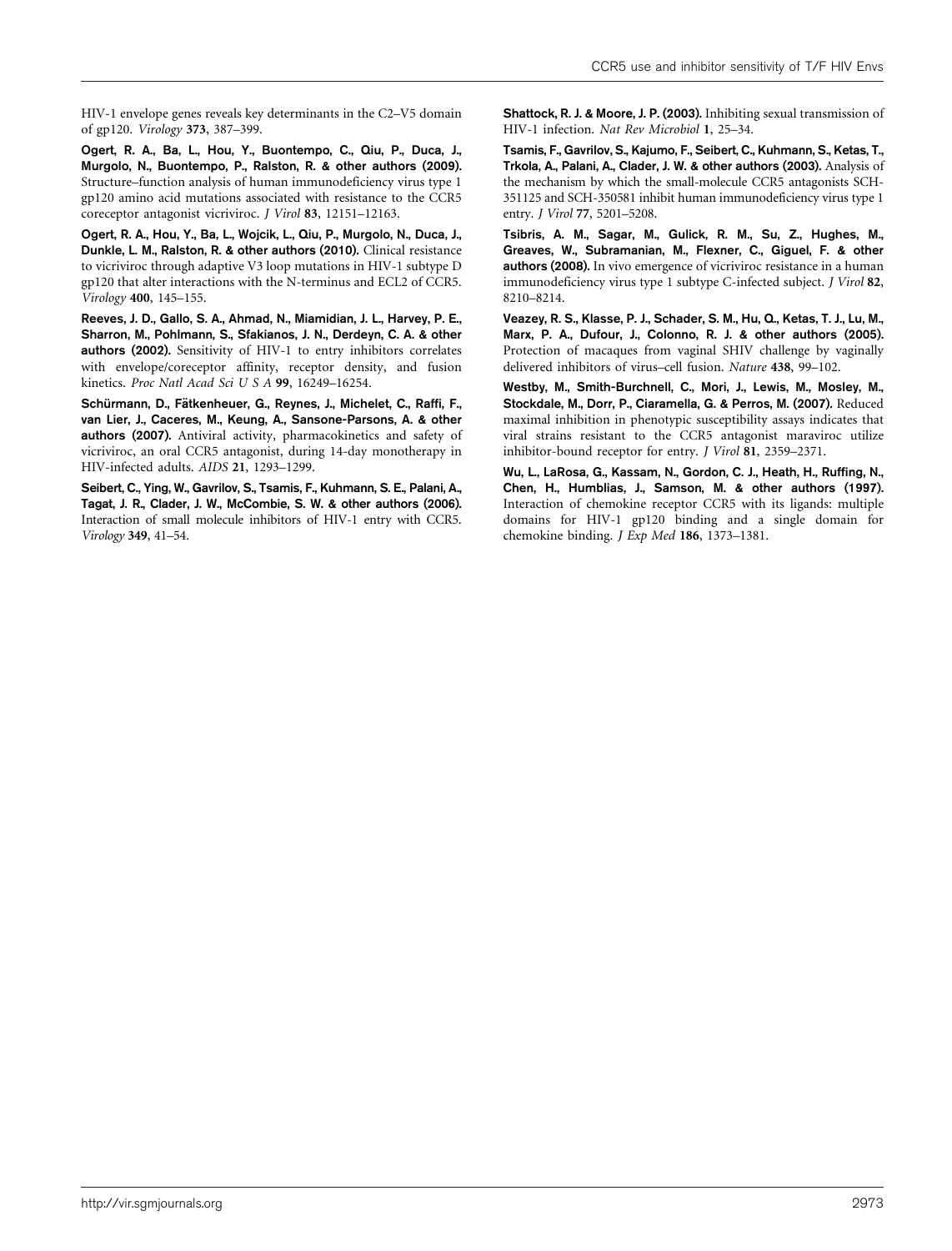HIV-1 envelope genes reveals key determinants in the C2–V5 domain of gp120. *Virology* **373**, 387–399.

**Ogert, R. A., Ba, L., Hou, Y., Buontempo, C., Qiu, P., Duca, J., Murgolo, N., Buontempo, P., Ralston, R. & other authors (2009).** Structure–function analysis of human immunodeficiency virus type 1 gp120 amino acid mutations associated with resistance to the CCR5 coreceptor antagonist vicriviroc. *J Virol* **83**, 12151–12163.

**Ogert, R. A., Hou, Y., Ba, L., Wojcik, L., Qiu, P., Murgolo, N., Duca, J., Dunkle, L. M., Ralston, R. & other authors (2010).** Clinical resistance to vicriviroc through adaptive V3 loop mutations in HIV-1 subtype D gp120 that alter interactions with the N-terminus and ECL2 of CCR5. *Virology* **400**, 145–155.

**Reeves, J. D., Gallo, S. A., Ahmad, N., Miamidian, J. L., Harvey, P. E., Sharron, M., Pohlmann, S., Sfakianos, J. N., Derdeyn, C. A. & other authors (2002).** Sensitivity of HIV-1 to entry inhibitors correlates with envelope/coreceptor affinity, receptor density, and fusion kinetics. *Proc Natl Acad Sci U S A* **99**, 16249–16254.

**Schürmann, D., Fätkenheuer, G., Reynes, J., Michelet, C., Raffi, F., van Lier, J., Caceres, M., Keung, A., Sansone-Parsons, A. & other authors (2007).** Antiviral activity, pharmacokinetics and safety of vicriviroc, an oral CCR5 antagonist, during 14-day monotherapy in HIV-infected adults. *AIDS* **21**, 1293–1299.

**Seibert, C., Ying, W., Gavrilov, S., Tsamis, F., Kuhmann, S. E., Palani, A., Tagat, J. R., Clader, J. W., McCombie, S. W. & other authors (2006).** Interaction of small molecule inhibitors of HIV-1 entry with CCR5. *Virology* **349**, 41–54.

**Shattock, R. J. & Moore, J. P. (2003).** Inhibiting sexual transmission of HIV-1 infection. *Nat Rev Microbiol* **1**, 25–34.

**Tsamis, F., Gavrilov, S., Kajumo, F., Seibert, C., Kuhmann, S., Ketas, T., Trkola, A., Palani, A., Clader, J. W. & other authors (2003).** Analysis of the mechanism by which the small-molecule CCR5 antagonists SCH-351125 and SCH-350581 inhibit human immunodeficiency virus type 1 entry. *J Virol* **77**, 5201–5208.

**Tsibris, A. M., Sagar, M., Gulick, R. M., Su, Z., Hughes, M., Greaves, W., Subramanian, M., Flexner, C., Giguel, F. & other authors (2008).** In vivo emergence of vicriviroc resistance in a human immunodeficiency virus type 1 subtype C-infected subject. *J Virol* **82**, 8210–8214.

**Veazey, R. S., Klasse, P. J., Schader, S. M., Hu, Q., Ketas, T. J., Lu, M., Marx, P. A., Dufour, J., Colonno, R. J. & other authors (2005).** Protection of macaques from vaginal SHIV challenge by vaginally delivered inhibitors of virus–cell fusion. *Nature* **438**, 99–102.

**Westby, M., Smith-Burchnell, C., Mori, J., Lewis, M., Mosley, M., Stockdale, M., Dorr, P., Ciaramella, G. & Perros, M. (2007).** Reduced maximal inhibition in phenotypic susceptibility assays indicates that viral strains resistant to the CCR5 antagonist maraviroc utilize inhibitor-bound receptor for entry. *J Virol* **81**, 2359–2371.

**Wu, L., LaRosa, G., Kassam, N., Gordon, C. J., Heath, H., Ruffing, N., Chen, H., Humblias, J., Samson, M. & other authors (1997).** Interaction of chemokine receptor CCR5 with its ligands: multiple domains for HIV-1 gp120 binding and a single domain for chemokine binding. *J Exp Med* **186**, 1373–1381.